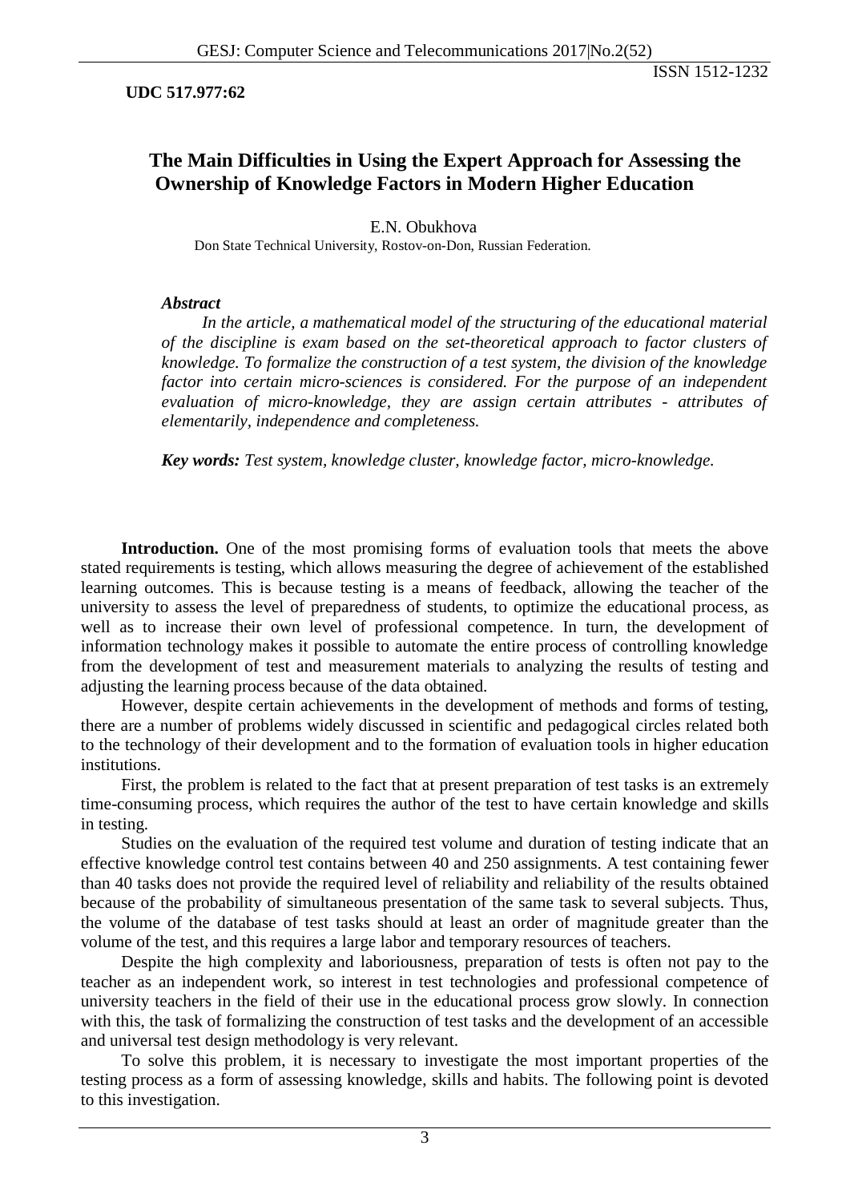**UDC 517.977:62**

# The Main Difficulties in Using the Expert Approach for Assessing the Ownership of Knowledge Factors in Modern Higher Education

E.N. Obukhova

Don State Technical University, Rostov-on-Don, Russian Federation.

***Abstract***

*In the article, a mathematical model of the structuring of the educational material of the discipline is exam based on the set-theoretical approach to factor clusters of knowledge. To formalize the construction of a test system, the division of the knowledge factor into certain micro-sciences is considered. For the purpose of an independent evaluation of micro-knowledge, they are assign certain attributes - attributes of elementarily, independence and completeness.*

***Key words:*** *Test system, knowledge cluster, knowledge factor, micro-knowledge.*

**Introduction.** One of the most promising forms of evaluation tools that meets the above stated requirements is testing, which allows measuring the degree of achievement of the established learning outcomes. This is because testing is a means of feedback, allowing the teacher of the university to assess the level of preparedness of students, to optimize the educational process, as well as to increase their own level of professional competence. In turn, the development of information technology makes it possible to automate the entire process of controlling knowledge from the development of test and measurement materials to analyzing the results of testing and adjusting the learning process because of the data obtained.

However, despite certain achievements in the development of methods and forms of testing, there are a number of problems widely discussed in scientific and pedagogical circles related both to the technology of their development and to the formation of evaluation tools in higher education institutions.

First, the problem is related to the fact that at present preparation of test tasks is an extremely time-consuming process, which requires the author of the test to have certain knowledge and skills in testing.

Studies on the evaluation of the required test volume and duration of testing indicate that an effective knowledge control test contains between 40 and 250 assignments. A test containing fewer than 40 tasks does not provide the required level of reliability and reliability of the results obtained because of the probability of simultaneous presentation of the same task to several subjects. Thus, the volume of the database of test tasks should at least an order of magnitude greater than the volume of the test, and this requires a large labor and temporary resources of teachers.

Despite the high complexity and laboriousness, preparation of tests is often not pay to the teacher as an independent work, so interest in test technologies and professional competence of university teachers in the field of their use in the educational process grow slowly. In connection with this, the task of formalizing the construction of test tasks and the development of an accessible and universal test design methodology is very relevant.

To solve this problem, it is necessary to investigate the most important properties of the testing process as a form of assessing knowledge, skills and habits. The following point is devoted to this investigation.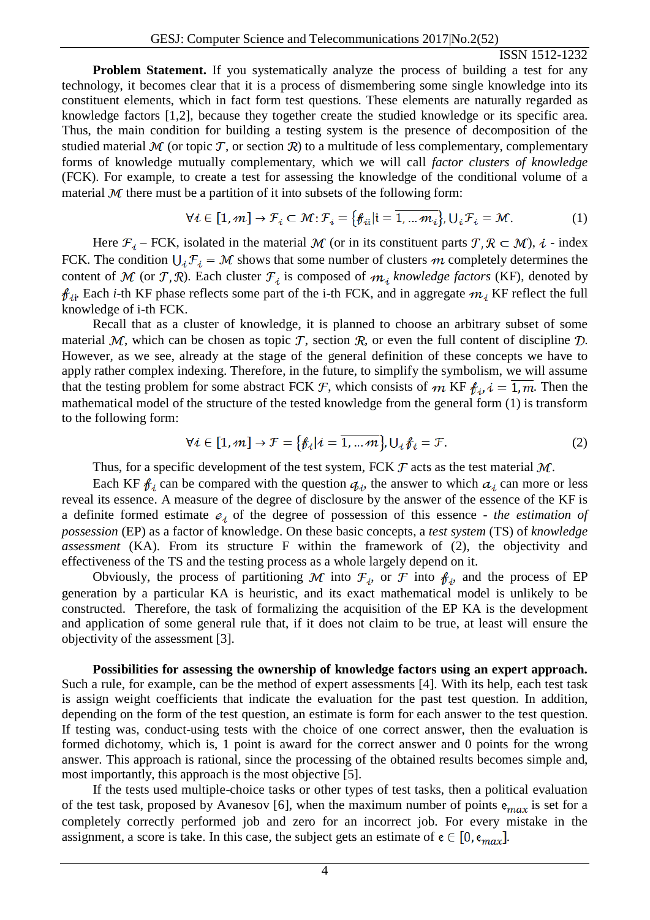**Problem Statement.** If you systematically analyze the process of building a test for any technology, it becomes clear that it is a process of dismembering some single knowledge into its constituent elements, which in fact form test questions. These elements are naturally regarded as knowledge factors [1,2], because they together create the studied knowledge or its specific area. Thus, the main condition for building a testing system is the presence of decomposition of the studied material $\mathcal{M}$ (or topic $\mathcal{T}$, or section $\mathcal{R}$) to a multitude of less complementary, complementary forms of knowledge mutually complementary, which we will call *factor clusters of knowledge* (FCK). For example, to create a test for assessing the knowledge of the conditional volume of a material $\mathcal{M}$ there must be a partition of it into subsets of the following form:

$$\forall i \in [1, m] \rightarrow \mathcal{F}_i \subset \mathcal{M}: \mathcal{F}_i = \{f_{ii} | \mathrm{i} = \overline{1, \dots m_i}\}, \cup_i \mathcal{F}_i = \mathcal{M}. \qquad (1)$$

Here $\mathcal{F}_i$ – FCK, isolated in the material $\mathcal{M}$ (or in its constituent parts $\mathcal{T}, \mathcal{R} \subset \mathcal{M}$), $i$ - index FCK. The condition $\cup_i \mathcal{F}_i = \mathcal{M}$ shows that some number of clusters $m$ completely determines the content of $\mathcal{M}$ (or $\mathcal{T}, \mathcal{R}$). Each cluster $\mathcal{F}_i$ is composed of $m_i$ *knowledge factors* (KF), denoted by $f_{ii}$. Each *i*-th KF phase reflects some part of the i-th FCK, and in aggregate $m_i$ KF reflect the full knowledge of i-th FCK.

Recall that as a cluster of knowledge, it is planned to choose an arbitrary subset of some material $\mathcal{M}$, which can be chosen as topic $\mathcal{T}$, section $\mathcal{R}$, or even the full content of discipline $\mathcal{D}$. However, as we see, already at the stage of the general definition of these concepts we have to apply rather complex indexing. Therefore, in the future, to simplify the symbolism, we will assume that the testing problem for some abstract FCK $\mathcal{F}$, which consists of $m$ KF $f_i, i = \overline{1, m}$. Then the mathematical model of the structure of the tested knowledge from the general form (1) is transform to the following form:

$$\forall i \in [1, m] \rightarrow \mathcal{F} = \{f_i | i = \overline{1, \dots m}\}, \cup_i f_i = \mathcal{F}. \qquad (2)$$

Thus, for a specific development of the test system, FCK $\mathcal{F}$ acts as the test material $\mathcal{M}$.

Each KF $f_i$ can be compared with the question $q_i$, the answer to which $a_i$ can more or less reveal its essence. A measure of the degree of disclosure by the answer of the essence of the KF is a definite formed estimate $e_i$ of the degree of possession of this essence - *the estimation of possession* (EP) as a factor of knowledge. On these basic concepts, a *test system* (TS) of *knowledge assessment* (KA). From its structure F within the framework of (2), the objectivity and effectiveness of the TS and the testing process as a whole largely depend on it.

Obviously, the process of partitioning $\mathcal{M}$ into $\mathcal{F}_i$, or $\mathcal{F}$ into $f_i$, and the process of EP generation by a particular KA is heuristic, and its exact mathematical model is unlikely to be constructed. Therefore, the task of formalizing the acquisition of the EP KA is the development and application of some general rule that, if it does not claim to be true, at least will ensure the objectivity of the assessment [3].

**Possibilities for assessing the ownership of knowledge factors using an expert approach.** Such a rule, for example, can be the method of expert assessments [4]. With its help, each test task is assign weight coefficients that indicate the evaluation for the past test question. In addition, depending on the form of the test question, an estimate is form for each answer to the test question. If testing was, conduct-using tests with the choice of one correct answer, then the evaluation is formed dichotomy, which is, 1 point is award for the correct answer and 0 points for the wrong answer. This approach is rational, since the processing of the obtained results becomes simple and, most importantly, this approach is the most objective [5].

If the tests used multiple-choice tasks or other types of test tasks, then a political evaluation of the test task, proposed by Avanesov [6], when the maximum number of points $e_{max}$ is set for a completely correctly performed job and zero for an incorrect job. For every mistake in the assignment, a score is take. In this case, the subject gets an estimate of $e \in [0, e_{max}]$.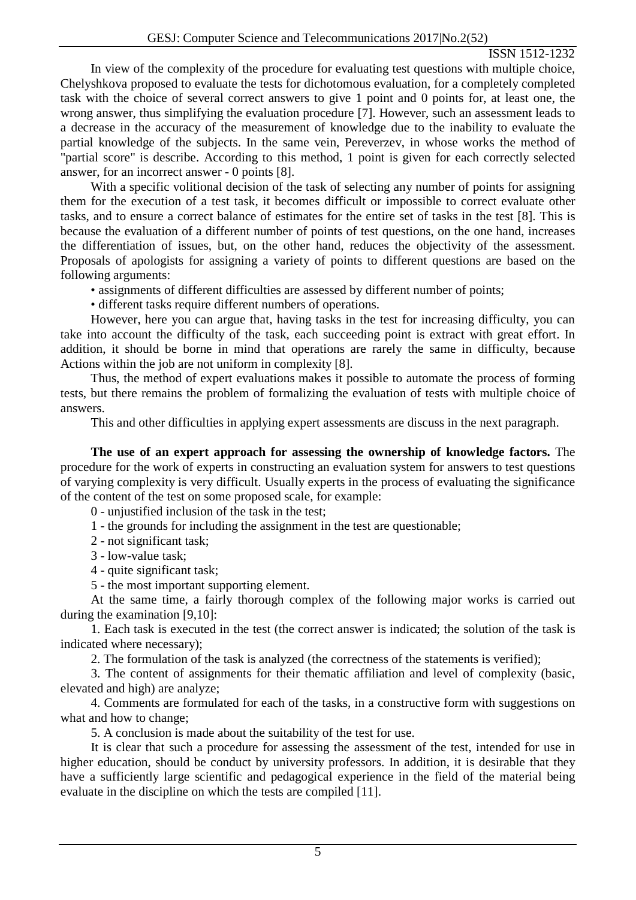In view of the complexity of the procedure for evaluating test questions with multiple choice, Chelyshkova proposed to evaluate the tests for dichotomous evaluation, for a completely completed task with the choice of several correct answers to give 1 point and 0 points for, at least one, the wrong answer, thus simplifying the evaluation procedure [7]. However, such an assessment leads to a decrease in the accuracy of the measurement of knowledge due to the inability to evaluate the partial knowledge of the subjects. In the same vein, Pereverzev, in whose works the method of "partial score" is describe. According to this method, 1 point is given for each correctly selected answer, for an incorrect answer - 0 points [8].

With a specific volitional decision of the task of selecting any number of points for assigning them for the execution of a test task, it becomes difficult or impossible to correct evaluate other tasks, and to ensure a correct balance of estimates for the entire set of tasks in the test [8]. This is because the evaluation of a different number of points of test questions, on the one hand, increases the differentiation of issues, but, on the other hand, reduces the objectivity of the assessment. Proposals of apologists for assigning a variety of points to different questions are based on the following arguments:

- assignments of different difficulties are assessed by different number of points;
- different tasks require different numbers of operations.

However, here you can argue that, having tasks in the test for increasing difficulty, you can take into account the difficulty of the task, each succeeding point is extract with great effort. In addition, it should be borne in mind that operations are rarely the same in difficulty, because Actions within the job are not uniform in complexity [8].

Thus, the method of expert evaluations makes it possible to automate the process of forming tests, but there remains the problem of formalizing the evaluation of tests with multiple choice of answers.

This and other difficulties in applying expert assessments are discuss in the next paragraph.

**The use of an expert approach for assessing the ownership of knowledge factors.** The procedure for the work of experts in constructing an evaluation system for answers to test questions of varying complexity is very difficult. Usually experts in the process of evaluating the significance of the content of the test on some proposed scale, for example:

0 - unjustified inclusion of the task in the test;

1 - the grounds for including the assignment in the test are questionable;

2 - not significant task;

3 - low-value task;

4 - quite significant task;

5 - the most important supporting element.

At the same time, a fairly thorough complex of the following major works is carried out during the examination [9,10]:

1. Each task is executed in the test (the correct answer is indicated; the solution of the task is indicated where necessary);
2. The formulation of the task is analyzed (the correctness of the statements is verified);
3. The content of assignments for their thematic affiliation and level of complexity (basic, elevated and high) are analyze;
4. Comments are formulated for each of the tasks, in a constructive form with suggestions on what and how to change;
5. A conclusion is made about the suitability of the test for use.

It is clear that such a procedure for assessing the assessment of the test, intended for use in higher education, should be conduct by university professors. In addition, it is desirable that they have a sufficiently large scientific and pedagogical experience in the field of the material being evaluate in the discipline on which the tests are compiled [11].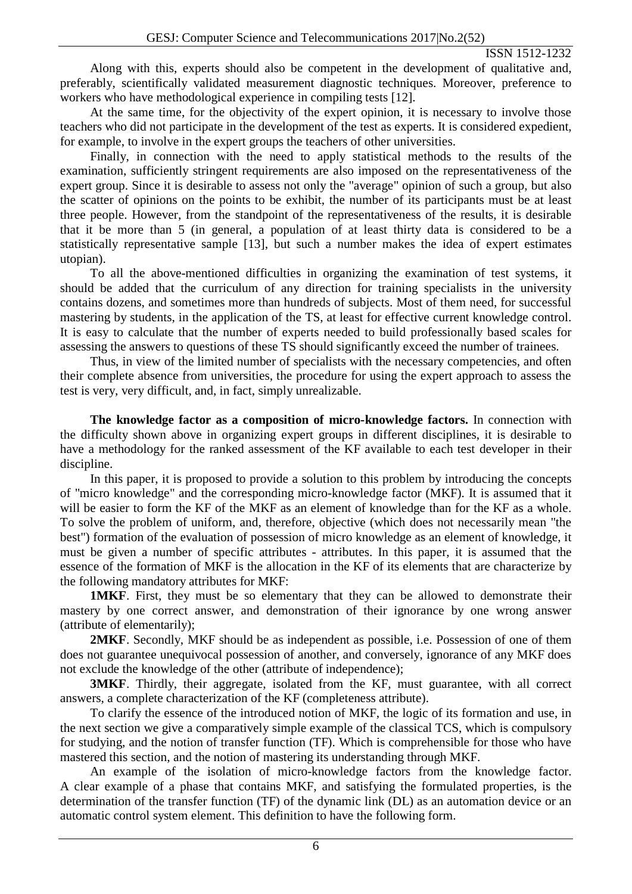Along with this, experts should also be competent in the development of qualitative and, preferably, scientifically validated measurement diagnostic techniques. Moreover, preference to workers who have methodological experience in compiling tests [12].

At the same time, for the objectivity of the expert opinion, it is necessary to involve those teachers who did not participate in the development of the test as experts. It is considered expedient, for example, to involve in the expert groups the teachers of other universities.

Finally, in connection with the need to apply statistical methods to the results of the examination, sufficiently stringent requirements are also imposed on the representativeness of the expert group. Since it is desirable to assess not only the "average" opinion of such a group, but also the scatter of opinions on the points to be exhibit, the number of its participants must be at least three people. However, from the standpoint of the representativeness of the results, it is desirable that it be more than 5 (in general, a population of at least thirty data is considered to be a statistically representative sample [13], but such a number makes the idea of expert estimates utopian).

To all the above-mentioned difficulties in organizing the examination of test systems, it should be added that the curriculum of any direction for training specialists in the university contains dozens, and sometimes more than hundreds of subjects. Most of them need, for successful mastering by students, in the application of the TS, at least for effective current knowledge control. It is easy to calculate that the number of experts needed to build professionally based scales for assessing the answers to questions of these TS should significantly exceed the number of trainees.

Thus, in view of the limited number of specialists with the necessary competencies, and often their complete absence from universities, the procedure for using the expert approach to assess the test is very, very difficult, and, in fact, simply unrealizable.

**The knowledge factor as a composition of micro-knowledge factors.** In connection with the difficulty shown above in organizing expert groups in different disciplines, it is desirable to have a methodology for the ranked assessment of the KF available to each test developer in their discipline.

In this paper, it is proposed to provide a solution to this problem by introducing the concepts of "micro knowledge" and the corresponding micro-knowledge factor (MKF). It is assumed that it will be easier to form the KF of the MKF as an element of knowledge than for the KF as a whole. To solve the problem of uniform, and, therefore, objective (which does not necessarily mean "the best") formation of the evaluation of possession of micro knowledge as an element of knowledge, it must be given a number of specific attributes - attributes. In this paper, it is assumed that the essence of the formation of MKF is the allocation in the KF of its elements that are characterize by the following mandatory attributes for MKF:

**1MKF**. First, they must be so elementary that they can be allowed to demonstrate their mastery by one correct answer, and demonstration of their ignorance by one wrong answer (attribute of elementarily);

**2MKF**. Secondly, MKF should be as independent as possible, i.e. Possession of one of them does not guarantee unequivocal possession of another, and conversely, ignorance of any MKF does not exclude the knowledge of the other (attribute of independence);

**3MKF**. Thirdly, their aggregate, isolated from the KF, must guarantee, with all correct answers, a complete characterization of the KF (completeness attribute).

To clarify the essence of the introduced notion of MKF, the logic of its formation and use, in the next section we give a comparatively simple example of the classical TCS, which is compulsory for studying, and the notion of transfer function (TF). Which is comprehensible for those who have mastered this section, and the notion of mastering its understanding through MKF.

An example of the isolation of micro-knowledge factors from the knowledge factor. A clear example of a phase that contains MKF, and satisfying the formulated properties, is the determination of the transfer function (TF) of the dynamic link (DL) as an automation device or an automatic control system element. This definition to have the following form.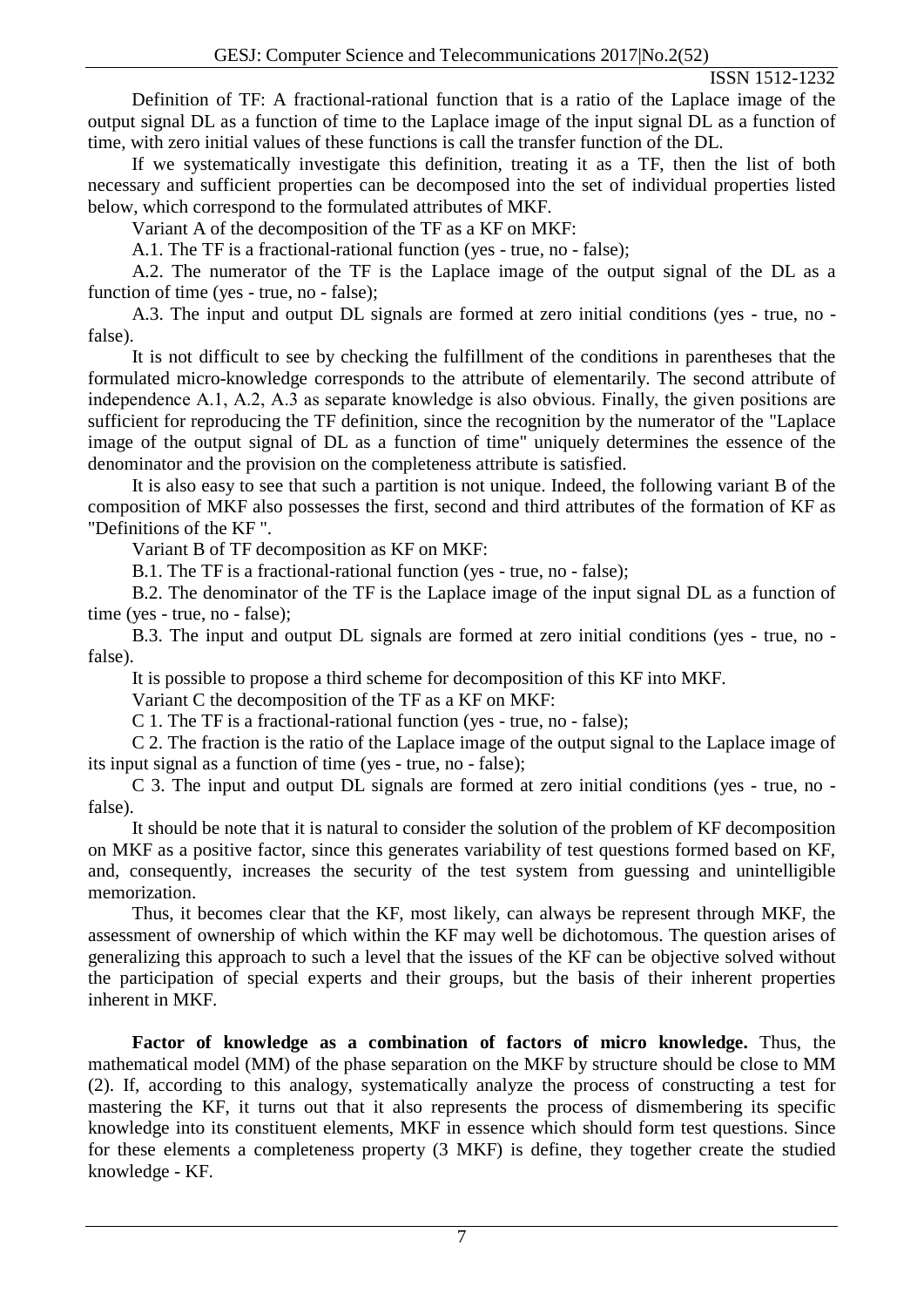Definition of TF: A fractional-rational function that is a ratio of the Laplace image of the output signal DL as a function of time to the Laplace image of the input signal DL as a function of time, with zero initial values of these functions is call the transfer function of the DL.

If we systematically investigate this definition, treating it as a TF, then the list of both necessary and sufficient properties can be decomposed into the set of individual properties listed below, which correspond to the formulated attributes of MKF.

Variant A of the decomposition of the TF as a KF on MKF:

A.1. The TF is a fractional-rational function (yes - true, no - false);

A.2. The numerator of the TF is the Laplace image of the output signal of the DL as a function of time (yes - true, no - false);

A.3. The input and output DL signals are formed at zero initial conditions (yes - true, no - false).

It is not difficult to see by checking the fulfillment of the conditions in parentheses that the formulated micro-knowledge corresponds to the attribute of elementarily. The second attribute of independence A.1, A.2, A.3 as separate knowledge is also obvious. Finally, the given positions are sufficient for reproducing the TF definition, since the recognition by the numerator of the "Laplace image of the output signal of DL as a function of time" uniquely determines the essence of the denominator and the provision on the completeness attribute is satisfied.

It is also easy to see that such a partition is not unique. Indeed, the following variant B of the composition of MKF also possesses the first, second and third attributes of the formation of KF as "Definitions of the KF ".

Variant B of TF decomposition as KF on MKF:

B.1. The TF is a fractional-rational function (yes - true, no - false);

B.2. The denominator of the TF is the Laplace image of the input signal DL as a function of time (yes - true, no - false);

B.3. The input and output DL signals are formed at zero initial conditions (yes - true, no - false).

It is possible to propose a third scheme for decomposition of this KF into MKF.

Variant C the decomposition of the TF as a KF on MKF:

C 1. The TF is a fractional-rational function (yes - true, no - false);

C 2. The fraction is the ratio of the Laplace image of the output signal to the Laplace image of its input signal as a function of time (yes - true, no - false);

C 3. The input and output DL signals are formed at zero initial conditions (yes - true, no - false).

It should be note that it is natural to consider the solution of the problem of KF decomposition on MKF as a positive factor, since this generates variability of test questions formed based on KF, and, consequently, increases the security of the test system from guessing and unintelligible memorization.

Thus, it becomes clear that the KF, most likely, can always be represent through MKF, the assessment of ownership of which within the KF may well be dichotomous. The question arises of generalizing this approach to such a level that the issues of the KF can be objective solved without the participation of special experts and their groups, but the basis of their inherent properties inherent in MKF.

**Factor of knowledge as a combination of factors of micro knowledge.** Thus, the mathematical model (MM) of the phase separation on the MKF by structure should be close to MM (2). If, according to this analogy, systematically analyze the process of constructing a test for mastering the KF, it turns out that it also represents the process of dismembering its specific knowledge into its constituent elements, MKF in essence which should form test questions. Since for these elements a completeness property (3 MKF) is define, they together create the studied knowledge - KF.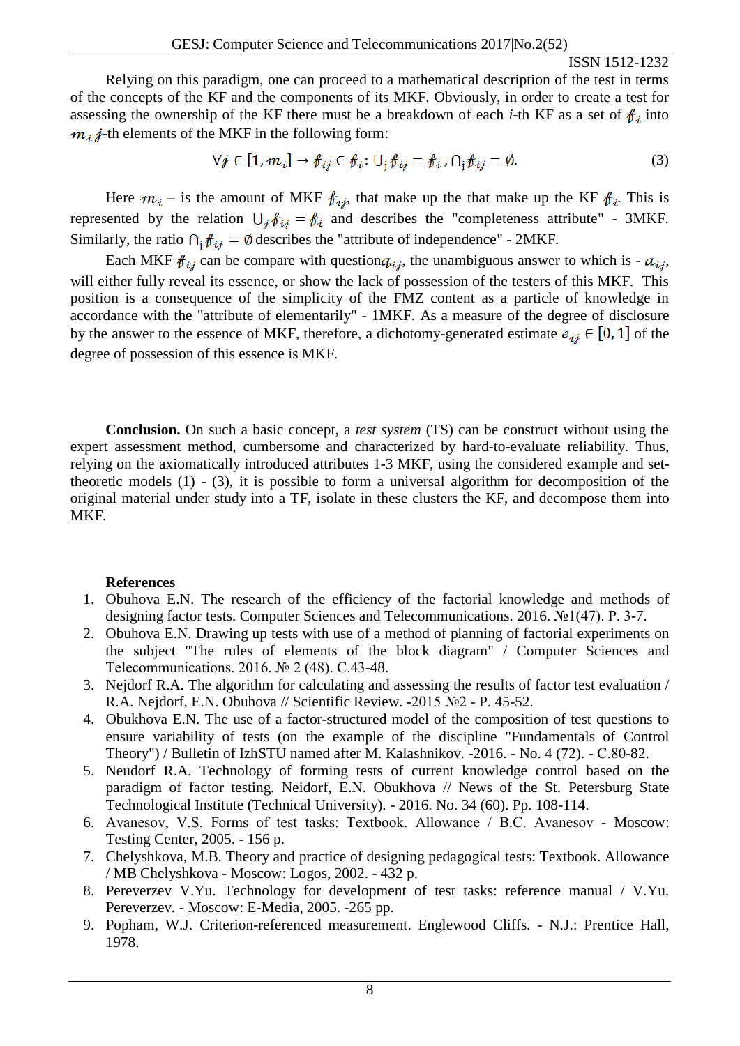Relying on this paradigm, one can proceed to a mathematical description of the test in terms of the concepts of the KF and the components of its MKF. Obviously, in order to create a test for assessing the ownership of the KF there must be a breakdown of each *i*-th KF as a set of $f_i$ into $m_i$ $j$-th elements of the MKF in the following form:

$$\forall j \in [1, m_i] \to f_{ij} \in f_i : \cup_j f_{ij} = f_i , \cap_j f_{ij} = \emptyset. \tag{3}$$

Here $m_i$ – is the amount of MKF $f_{ij}$, that make up the that make up the KF $f_i$. This is represented by the relation $\cup_j f_{ij} = f_i$ and describes the "completeness attribute" - 3MKF. Similarly, the ratio $\cap_j f_{ij} = \emptyset$ describes the "attribute of independence" - 2MKF.

Each MKF $f_{ij}$ can be compare with question$q_{ij}$, the unambiguous answer to which is - $a_{ij}$, will either fully reveal its essence, or show the lack of possession of the testers of this MKF. This position is a consequence of the simplicity of the FMZ content as a particle of knowledge in accordance with the "attribute of elementarily" - 1MKF. As a measure of the degree of disclosure by the answer to the essence of MKF, therefore, a dichotomy-generated estimate $e_{ij} \in [0, 1]$ of the degree of possession of this essence is MKF.

**Conclusion.** On such a basic concept, a *test system* (TS) can be construct without using the expert assessment method, cumbersome and characterized by hard-to-evaluate reliability. Thus, relying on the axiomatically introduced attributes 1-3 MKF, using the considered example and set-theoretic models (1) - (3), it is possible to form a universal algorithm for decomposition of the original material under study into a TF, isolate in these clusters the KF, and decompose them into MKF.

**References**

1. Obuhova E.N. The research of the efficiency of the factorial knowledge and methods of designing factor tests. Computer Sciences and Telecommunications. 2016. №1(47). P. 3-7.
2. Obuhova E.N. Drawing up tests with use of a method of planning of factorial experiments on the subject "The rules of elements of the block diagram" / Computer Sciences and Telecommunications. 2016. № 2 (48). C.43-48.
3. Nejdorf R.A. The algorithm for calculating and assessing the results of factor test evaluation / R.A. Nejdorf, E.N. Obuhova // Scientific Review. -2015 №2 - P. 45-52.
4. Obukhova E.N. The use of a factor-structured model of the composition of test questions to ensure variability of tests (on the example of the discipline "Fundamentals of Control Theory") / Bulletin of IzhSTU named after M. Kalashnikov. -2016. - No. 4 (72). - C.80-82.
5. Neudorf R.A. Technology of forming tests of current knowledge control based on the paradigm of factor testing. Neidorf, E.N. Obukhova // News of the St. Petersburg State Technological Institute (Technical University). - 2016. No. 34 (60). Pp. 108-114.
6. Avanesov, V.S. Forms of test tasks: Textbook. Allowance / B.C. Avanesov - Moscow: Testing Center, 2005. - 156 p.
7. Chelyshkova, M.B. Theory and practice of designing pedagogical tests: Textbook. Allowance / MB Chelyshkova - Moscow: Logos, 2002. - 432 p.
8. Pereverzev V.Yu. Technology for development of test tasks: reference manual / V.Yu. Pereverzev. - Moscow: E-Media, 2005. -265 pp.
9. Popham, W.J. Criterion-referenced measurement. Englewood Cliffs. - N.J.: Prentice Hall, 1978.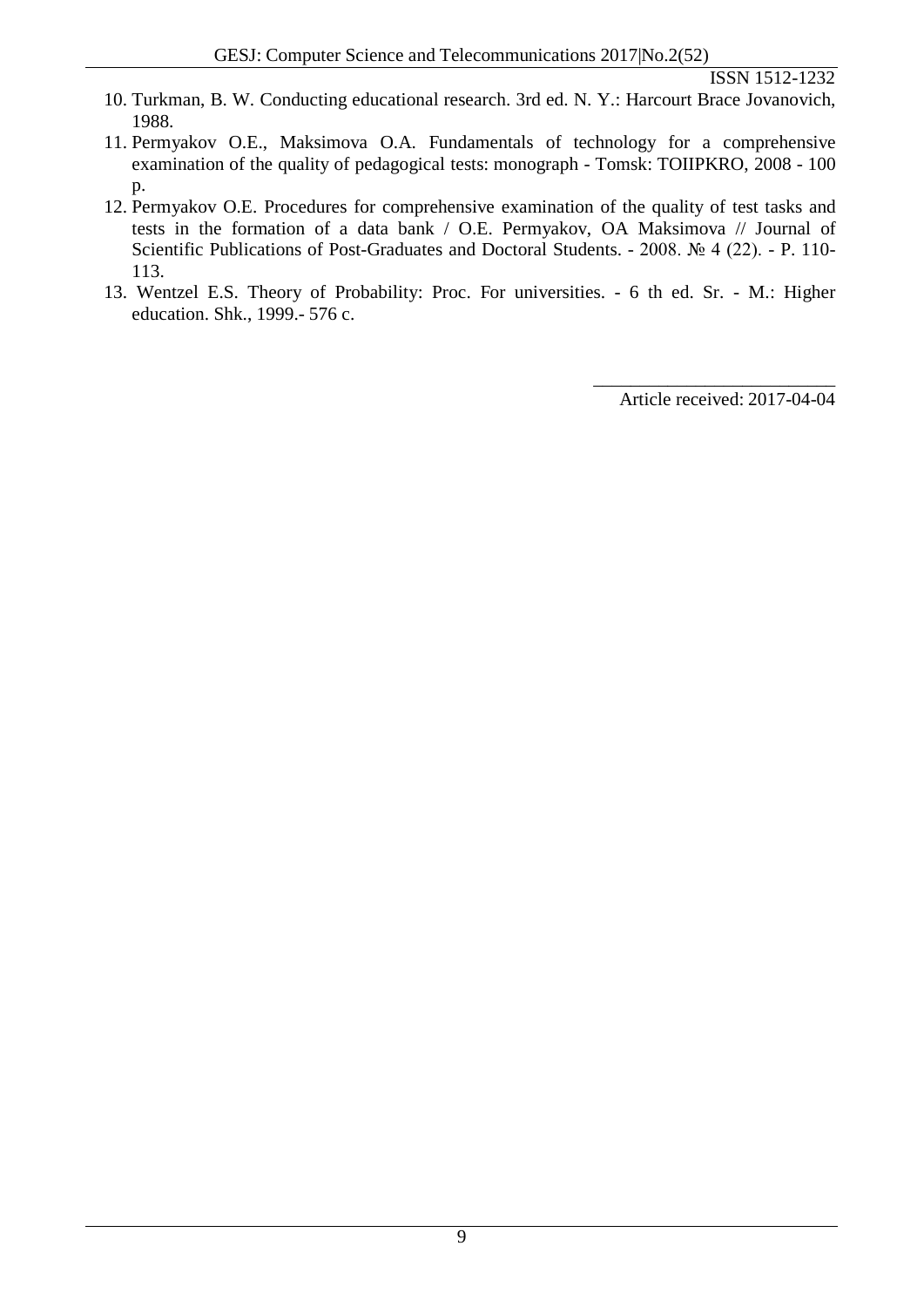10. Turkman, B. W. Conducting educational research. 3rd ed. N. Y.: Harcourt Brace Jovanovich, 1988.
11. Permyakov O.E., Maksimova O.A. Fundamentals of technology for a comprehensive examination of the quality of pedagogical tests: monograph - Tomsk: TOIIPKRO, 2008 - 100 p.
12. Permyakov O.E. Procedures for comprehensive examination of the quality of test tasks and tests in the formation of a data bank / O.E. Permyakov, OA Maksimova // Journal of Scientific Publications of Post-Graduates and Doctoral Students. - 2008. № 4 (22). - P. 110-113.
13. Wentzel E.S. Theory of Probability: Proc. For universities. - 6 th ed. Sr. - M.: Higher education. Shk., 1999.- 576 c.

___________________________

Article received: 2017-04-04